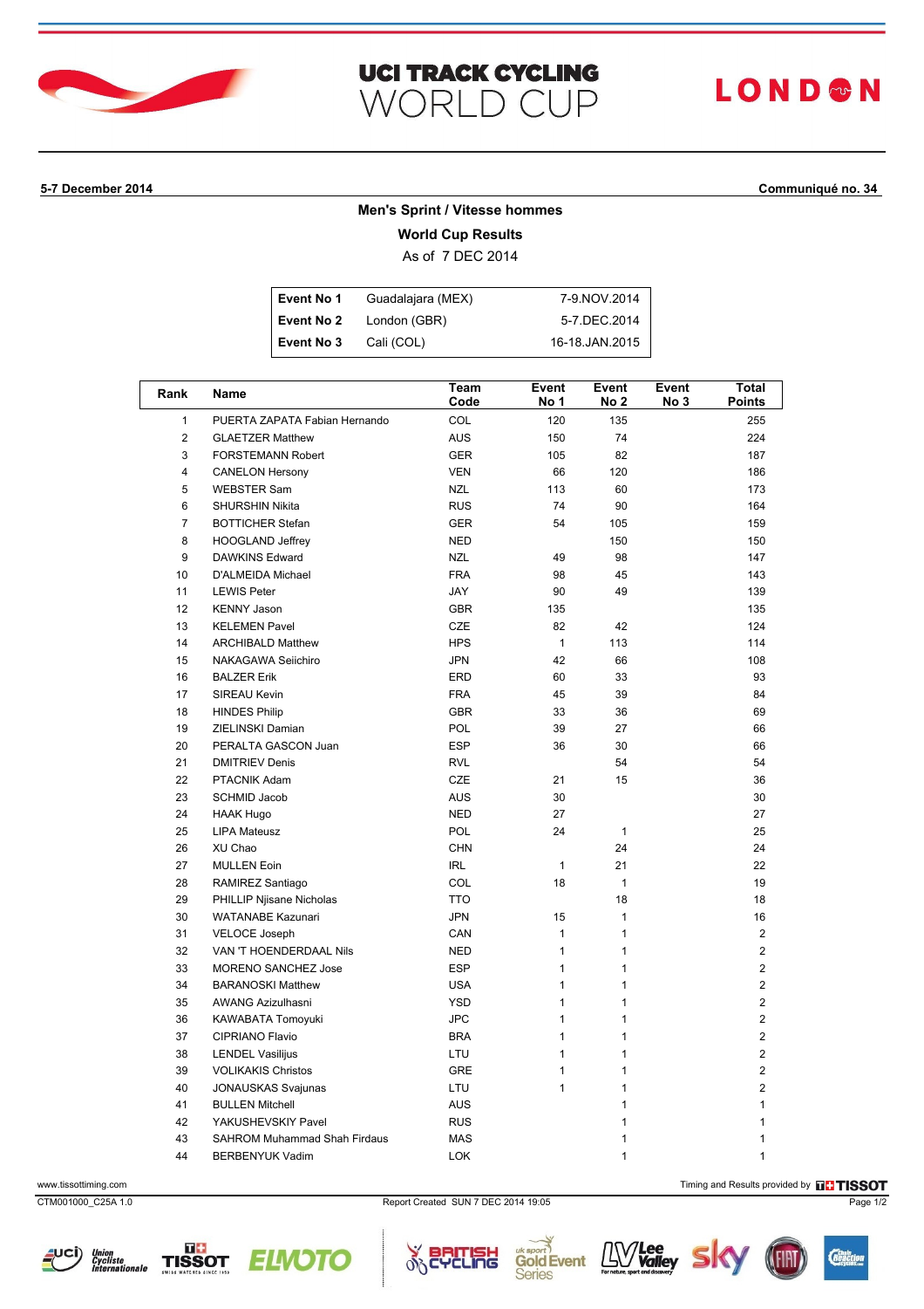# UCI TRACK CYCLING WORLD CUP

LONDON

**5-7 December 2014** **Communiqué no. 34**

## Men's Sprint / Vitesse hommes

### World Cup Results

As of 7 DEC 2014

| | | |
|---|---|---|
| **Event No 1** | Guadalajara (MEX) | 7-9.NOV.2014 |
| **Event No 2** | London (GBR) | 5-7.DEC.2014 |
| **Event No 3** | Cali (COL) | 16-18.JAN.2015 |

| Rank | Name | Team Code | Event No 1 | Event No 2 | Event No 3 | Total Points |
|---|---|---|---|---|---|---|
| 1 | PUERTA ZAPATA Fabian Hernando | COL | 120 | 135 | | 255 |
| 2 | GLAETZER Matthew | AUS | 150 | 74 | | 224 |
| 3 | FORSTEMANN Robert | GER | 105 | 82 | | 187 |
| 4 | CANELON Hersony | VEN | 66 | 120 | | 186 |
| 5 | WEBSTER Sam | NZL | 113 | 60 | | 173 |
| 6 | SHURSHIN Nikita | RUS | 74 | 90 | | 164 |
| 7 | BOTTICHER Stefan | GER | 54 | 105 | | 159 |
| 8 | HOOGLAND Jeffrey | NED | | 150 | | 150 |
| 9 | DAWKINS Edward | NZL | 49 | 98 | | 147 |
| 10 | D'ALMEIDA Michael | FRA | 98 | 45 | | 143 |
| 11 | LEWIS Peter | JAY | 90 | 49 | | 139 |
| 12 | KENNY Jason | GBR | 135 | | | 135 |
| 13 | KELEMEN Pavel | CZE | 82 | 42 | | 124 |
| 14 | ARCHIBALD Matthew | HPS | 1 | 113 | | 114 |
| 15 | NAKAGAWA Seiichiro | JPN | 42 | 66 | | 108 |
| 16 | BALZER Erik | ERD | 60 | 33 | | 93 |
| 17 | SIREAU Kevin | FRA | 45 | 39 | | 84 |
| 18 | HINDES Philip | GBR | 33 | 36 | | 69 |
| 19 | ZIELINSKI Damian | POL | 39 | 27 | | 66 |
| 20 | PERALTA GASCON Juan | ESP | 36 | 30 | | 66 |
| 21 | DMITRIEV Denis | RVL | | 54 | | 54 |
| 22 | PTACNIK Adam | CZE | 21 | 15 | | 36 |
| 23 | SCHMID Jacob | AUS | 30 | | | 30 |
| 24 | HAAK Hugo | NED | 27 | | | 27 |
| 25 | LIPA Mateusz | POL | 24 | 1 | | 25 |
| 26 | XU Chao | CHN | | 24 | | 24 |
| 27 | MULLEN Eoin | IRL | 1 | 21 | | 22 |
| 28 | RAMIREZ Santiago | COL | 18 | 1 | | 19 |
| 29 | PHILLIP Njisane Nicholas | TTO | | 18 | | 18 |
| 30 | WATANABE Kazunari | JPN | 15 | 1 | | 16 |
| 31 | VELOCE Joseph | CAN | 1 | 1 | | 2 |
| 32 | VAN 'T HOENDERDAAL Nils | NED | 1 | 1 | | 2 |
| 33 | MORENO SANCHEZ Jose | ESP | 1 | 1 | | 2 |
| 34 | BARANOSKI Matthew | USA | 1 | 1 | | 2 |
| 35 | AWANG Azizulhasni | YSD | 1 | 1 | | 2 |
| 36 | KAWABATA Tomoyuki | JPC | 1 | 1 | | 2 |
| 37 | CIPRIANO Flavio | BRA | 1 | 1 | | 2 |
| 38 | LENDEL Vasilijus | LTU | 1 | 1 | | 2 |
| 39 | VOLIKAKIS Christos | GRE | 1 | 1 | | 2 |
| 40 | JONAUSKAS Svajunas | LTU | 1 | 1 | | 2 |
| 41 | BULLEN Mitchell | AUS | | 1 | | 1 |
| 42 | YAKUSHEVSKIY Pavel | RUS | | 1 | | 1 |
| 43 | SAHROM Muhammad Shah Firdaus | MAS | | 1 | | 1 |
| 44 | BERBENYUK Vadim | LOK | | 1 | | 1 |

www.tissottiming.com

Timing and Results provided by TISSOT

CTM001000_C25A 1.0

Report Created SUN 7 DEC 2014 19:05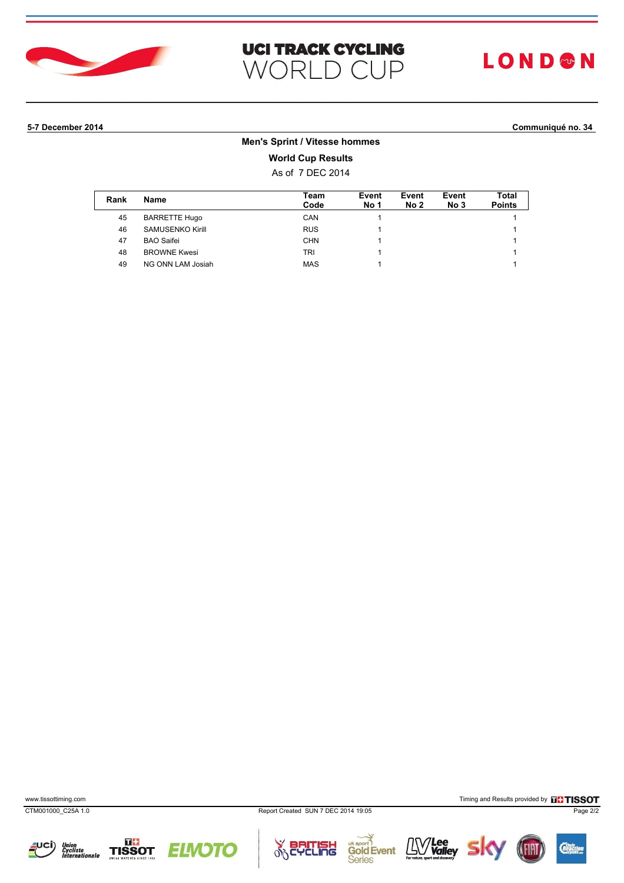5-7 December 2014 | Communiqué no. 34

## Men's Sprint / Vitesse hommes

### World Cup Results

As of 7 DEC 2014

| Rank | Name | Team Code | Event No 1 | Event No 2 | Event No 3 | Total Points |
|---|---|---|---|---|---|---|
| 45 | BARRETTE Hugo | CAN | 1 | | | 1 |
| 46 | SAMUSENKO Kirill | RUS | 1 | | | 1 |
| 47 | BAO Saifei | CHN | 1 | | | 1 |
| 48 | BROWNE Kwesi | TRI | 1 | | | 1 |
| 49 | NG ONN LAM Josiah | MAS | 1 | | | 1 |

www.tissottiming.com

Timing and Results provided by TISSOT

CTM001000_C25A 1.0

Report Created SUN 7 DEC 2014 19:05